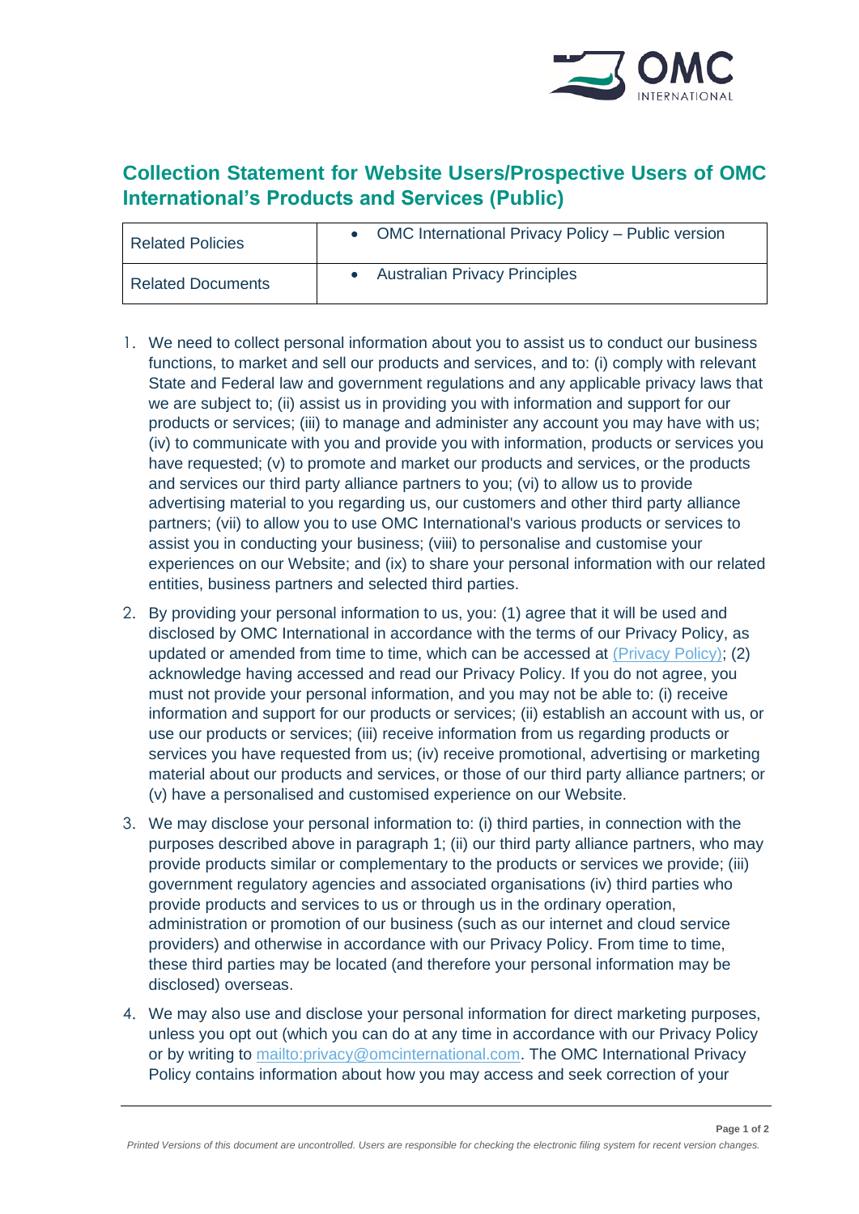## Collection Statement for Website Users/Prospective Users of OMC International's Products and Services (Public)

| Related Policies | • OMC International Privacy Policy – Public version |
| --- | --- |
| Related Documents | • Australian Privacy Principles |

1. We need to collect personal information about you to assist us to conduct our business functions, to market and sell our products and services, and to: (i) comply with relevant State and Federal law and government regulations and any applicable privacy laws that we are subject to; (ii) assist us in providing you with information and support for our products or services; (iii) to manage and administer any account you may have with us; (iv) to communicate with you and provide you with information, products or services you have requested; (v) to promote and market our products and services, or the products and services our third party alliance partners to you; (vi) to allow us to provide advertising material to you regarding us, our customers and other third party alliance partners; (vii) to allow you to use OMC International's various products or services to assist you in conducting your business; (viii) to personalise and customise your experiences on our Website; and (ix) to share your personal information with our related entities, business partners and selected third parties.
2. By providing your personal information to us, you: (1) agree that it will be used and disclosed by OMC International in accordance with the terms of our Privacy Policy, as updated or amended from time to time, which can be accessed at (Privacy Policy); (2) acknowledge having accessed and read our Privacy Policy. If you do not agree, you must not provide your personal information, and you may not be able to: (i) receive information and support for our products or services; (ii) establish an account with us, or use our products or services; (iii) receive information from us regarding products or services you have requested from us; (iv) receive promotional, advertising or marketing material about our products and services, or those of our third party alliance partners; or (v) have a personalised and customised experience on our Website.
3. We may disclose your personal information to: (i) third parties, in connection with the purposes described above in paragraph 1; (ii) our third party alliance partners, who may provide products similar or complementary to the products or services we provide; (iii) government regulatory agencies and associated organisations (iv) third parties who provide products and services to us or through us in the ordinary operation, administration or promotion of our business (such as our internet and cloud service providers) and otherwise in accordance with our Privacy Policy. From time to time, these third parties may be located (and therefore your personal information may be disclosed) overseas.
4. We may also use and disclose your personal information for direct marketing purposes, unless you opt out (which you can do at any time in accordance with our Privacy Policy or by writing to mailto:privacy@omcinternational.com. The OMC International Privacy Policy contains information about how you may access and seek correction of your

*Printed Versions of this document are uncontrolled. Users are responsible for checking the electronic filing system for recent version changes.*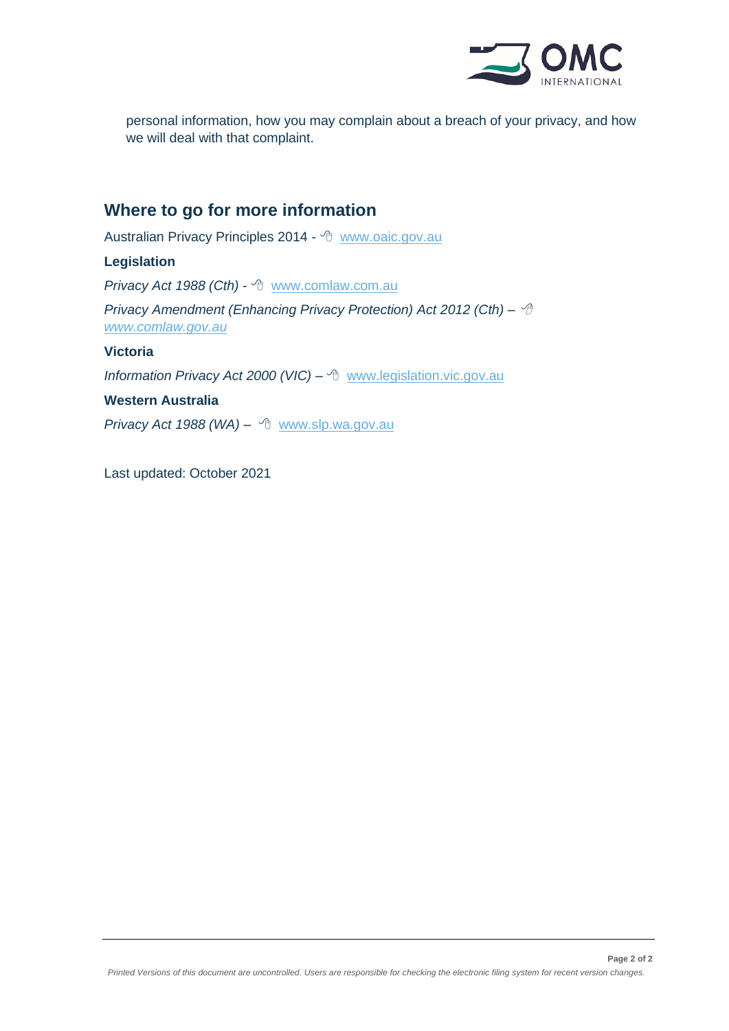personal information, how you may complain about a breach of your privacy, and how we will deal with that complaint.

## Where to go for more information

Australian Privacy Principles 2014 - www.oaic.gov.au

### Legislation

*Privacy Act 1988 (Cth)* - www.comlaw.com.au

*Privacy Amendment (Enhancing Privacy Protection) Act 2012 (Cth)* – *www.comlaw.gov.au*

### Victoria

*Information Privacy Act 2000 (VIC)* – www.legislation.vic.gov.au

### Western Australia

*Privacy Act 1988 (WA)* – www.slp.wa.gov.au

Last updated: October 2021

*Printed Versions of this document are uncontrolled. Users are responsible for checking the electronic filing system for recent version changes.*